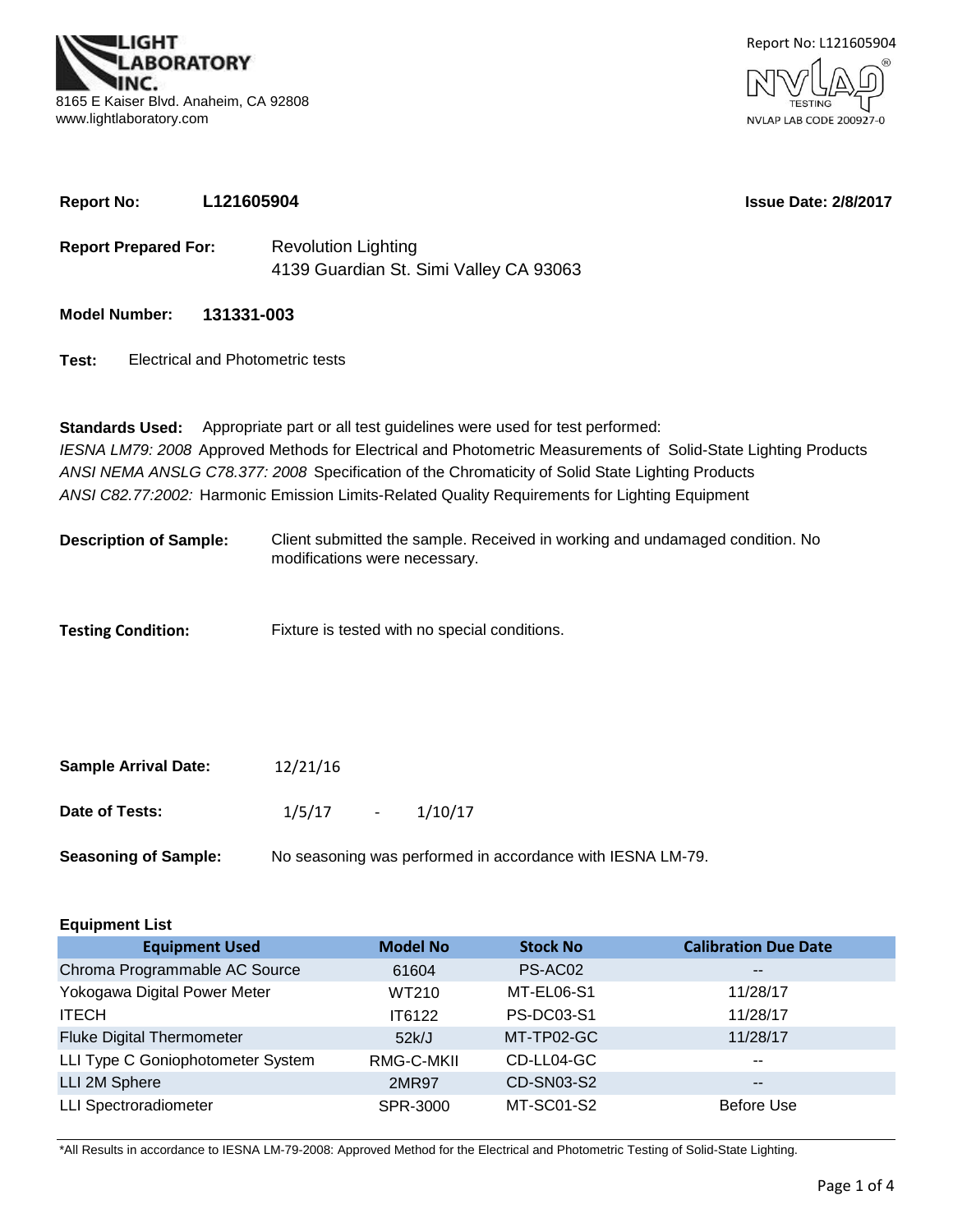LIGHT LABORATORY INC.
8165 E Kaiser Blvd. Anaheim, CA 92808
www.lightlaboratory.com

Report No: L121605904
NVLAP TESTING
NVLAP LAB CODE 200927-0

**Report No:** **L121605904** **Issue Date: 2/8/2017**

**Report Prepared For:** Revolution Lighting
4139 Guardian St. Simi Valley CA 93063

**Model Number:** **131331-003**

**Test:** Electrical and Photometric tests

**Standards Used:** Appropriate part or all test guidelines were used for test performed:
*IESNA LM79: 2008* Approved Methods for Electrical and Photometric Measurements of Solid-State Lighting Products
*ANSI NEMA ANSLG C78.377: 2008* Specification of the Chromaticity of Solid State Lighting Products
*ANSI C82.77:2002:* Harmonic Emission Limits-Related Quality Requirements for Lighting Equipment

**Description of Sample:** Client submitted the sample. Received in working and undamaged condition. No modifications were necessary.

**Testing Condition:** Fixture is tested with no special conditions.

**Sample Arrival Date:** 12/21/16

**Date of Tests:** 1/5/17 - 1/10/17

**Seasoning of Sample:** No seasoning was performed in accordance with IESNA LM-79.

**Equipment List**

| Equipment Used | Model No | Stock No | Calibration Due Date |
|---|---|---|---|
| Chroma Programmable AC Source | 61604 | PS-AC02 | -- |
| Yokogawa Digital Power Meter | WT210 | MT-EL06-S1 | 11/28/17 |
| ITECH | IT6122 | PS-DC03-S1 | 11/28/17 |
| Fluke Digital Thermometer | 52k/J | MT-TP02-GC | 11/28/17 |
| LLI Type C Goniophotometer System | RMG-C-MKII | CD-LL04-GC | -- |
| LLI 2M Sphere | 2MR97 | CD-SN03-S2 | -- |
| LLI Spectroradiometer | SPR-3000 | MT-SC01-S2 | Before Use |

*All Results in accordance to IESNA LM-79-2008: Approved Method for the Electrical and Photometric Testing of Solid-State Lighting.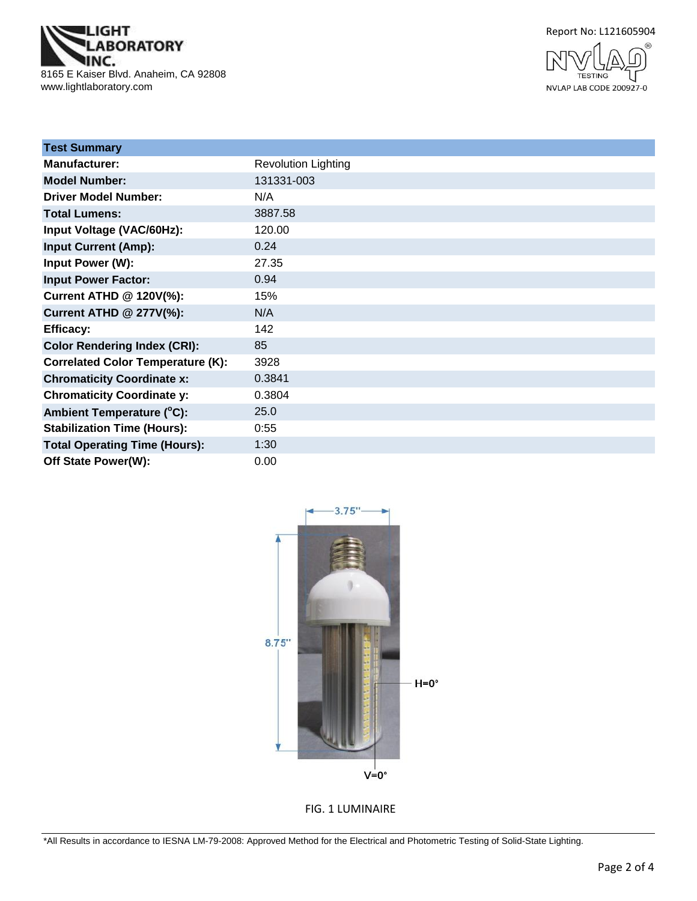LIGHT LABORATORY INC.
8165 E Kaiser Blvd. Anaheim, CA 92808
www.lightlaboratory.com

Report No: L121605904

NVLAP LAB CODE 200927-0

| Test Summary | |
|---|---|
| **Manufacturer:** | Revolution Lighting |
| **Model Number:** | 131331-003 |
| **Driver Model Number:** | N/A |
| **Total Lumens:** | 3887.58 |
| **Input Voltage (VAC/60Hz):** | 120.00 |
| **Input Current (Amp):** | 0.24 |
| **Input Power (W):** | 27.35 |
| **Input Power Factor:** | 0.94 |
| **Current ATHD @ 120V(%):** | 15% |
| **Current ATHD @ 277V(%):** | N/A |
| **Efficacy:** | 142 |
| **Color Rendering Index (CRI):** | 85 |
| **Correlated Color Temperature (K):** | 3928 |
| **Chromaticity Coordinate x:** | 0.3841 |
| **Chromaticity Coordinate y:** | 0.3804 |
| **Ambient Temperature (°C):** | 25.0 |
| **Stabilization Time (Hours):** | 0:55 |
| **Total Operating Time (Hours):** | 1:30 |
| **Off State Power(W):** | 0.00 |

FIG. 1 LUMINAIRE

*All Results in accordance to IESNA LM-79-2008: Approved Method for the Electrical and Photometric Testing of Solid-State Lighting.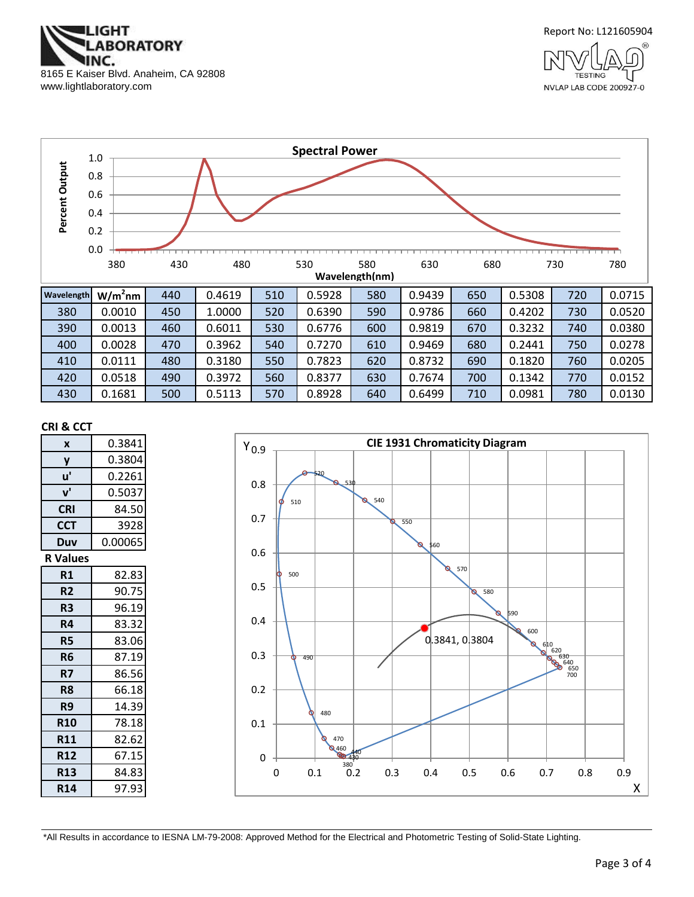LIGHT LABORATORY INC.
8165 E Kaiser Blvd. Anaheim, CA 92808
www.lightlaboratory.com

Report No: L121605904

NVLAP LAB CODE 200927-0

## Spectral Power

| Wavelength | W/m²nm | | | | | | | | | | | | |
|---|---|---|---|---|---|---|---|---|---|---|---|---|---|
| | | 440 | 0.4619 | 510 | 0.5928 | 580 | 0.9439 | 650 | 0.5308 | 720 | 0.0715 | | |
| 380 | 0.0010 | 450 | 1.0000 | 520 | 0.6390 | 590 | 0.9786 | 660 | 0.4202 | 730 | 0.0520 | | |
| 390 | 0.0013 | 460 | 0.6011 | 530 | 0.6776 | 600 | 0.9819 | 670 | 0.3232 | 740 | 0.0380 | | |
| 400 | 0.0028 | 470 | 0.3962 | 540 | 0.7270 | 610 | 0.9469 | 680 | 0.2441 | 750 | 0.0278 | | |
| 410 | 0.0111 | 480 | 0.3180 | 550 | 0.7823 | 620 | 0.8732 | 690 | 0.1820 | 760 | 0.0205 | | |
| 420 | 0.0518 | 490 | 0.3972 | 560 | 0.8377 | 630 | 0.7674 | 700 | 0.1342 | 770 | 0.0152 | | |
| 430 | 0.1681 | 500 | 0.5113 | 570 | 0.8928 | 640 | 0.6499 | 710 | 0.0981 | 780 | 0.0130 | | |

## CRI & CCT

| | |
|---|---|
| x | 0.3841 |
| y | 0.3804 |
| u' | 0.2261 |
| v' | 0.5037 |
| CRI | 84.50 |
| CCT | 3928 |
| Duv | 0.00065 |

## R Values

| | |
|---|---|
| R1 | 82.83 |
| R2 | 90.75 |
| R3 | 96.19 |
| R4 | 83.32 |
| R5 | 83.06 |
| R6 | 87.19 |
| R7 | 86.56 |
| R8 | 66.18 |
| R9 | 14.39 |
| R10 | 78.18 |
| R11 | 82.62 |
| R12 | 67.15 |
| R13 | 84.83 |
| R14 | 97.93 |

## CIE 1931 Chromaticity Diagram

0.3841, 0.3804

*All Results in accordance to IESNA LM-79-2008: Approved Method for the Electrical and Photometric Testing of Solid-State Lighting.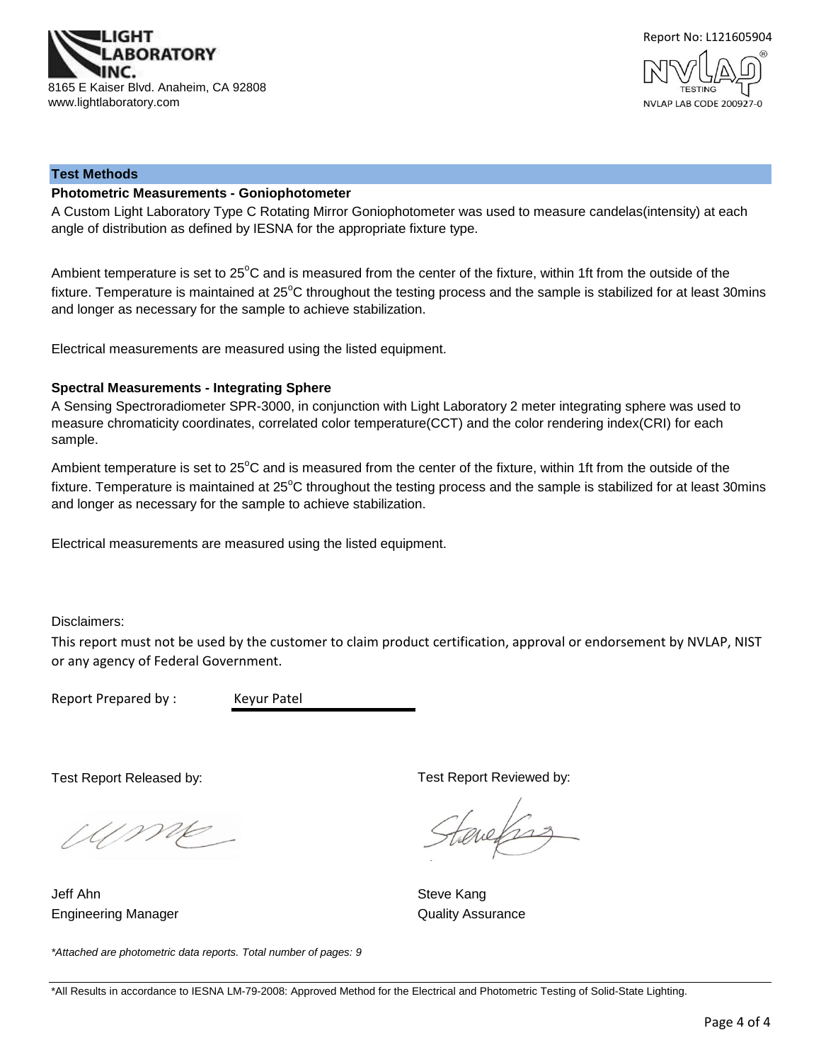LIGHT LABORATORY INC.
8165 E Kaiser Blvd. Anaheim, CA 92808
www.lightlaboratory.com

Report No: L121605904

NVLAP LAB CODE 200927-0

## Test Methods

### Photometric Measurements - Goniophotometer

A Custom Light Laboratory Type C Rotating Mirror Goniophotometer was used to measure candelas(intensity) at each angle of distribution as defined by IESNA for the appropriate fixture type.

Ambient temperature is set to 25°C and is measured from the center of the fixture, within 1ft from the outside of the fixture. Temperature is maintained at 25°C throughout the testing process and the sample is stabilized for at least 30mins and longer as necessary for the sample to achieve stabilization.

Electrical measurements are measured using the listed equipment.

### Spectral Measurements - Integrating Sphere

A Sensing Spectroradiometer SPR-3000, in conjunction with Light Laboratory 2 meter integrating sphere was used to measure chromaticity coordinates, correlated color temperature(CCT) and the color rendering index(CRI) for each sample.

Ambient temperature is set to 25°C and is measured from the center of the fixture, within 1ft from the outside of the fixture. Temperature is maintained at 25°C throughout the testing process and the sample is stabilized for at least 30mins and longer as necessary for the sample to achieve stabilization.

Electrical measurements are measured using the listed equipment.

Disclaimers:

This report must not be used by the customer to claim product certification, approval or endorsement by NVLAP, NIST or any agency of Federal Government.

Report Prepared by : Keyur Patel

Test Report Released by:

Jeff Ahn
Engineering Manager

Test Report Reviewed by:

Steve Kang
Quality Assurance

*\*Attached are photometric data reports. Total number of pages: 9*

\*All Results in accordance to IESNA LM-79-2008: Approved Method for the Electrical and Photometric Testing of Solid-State Lighting.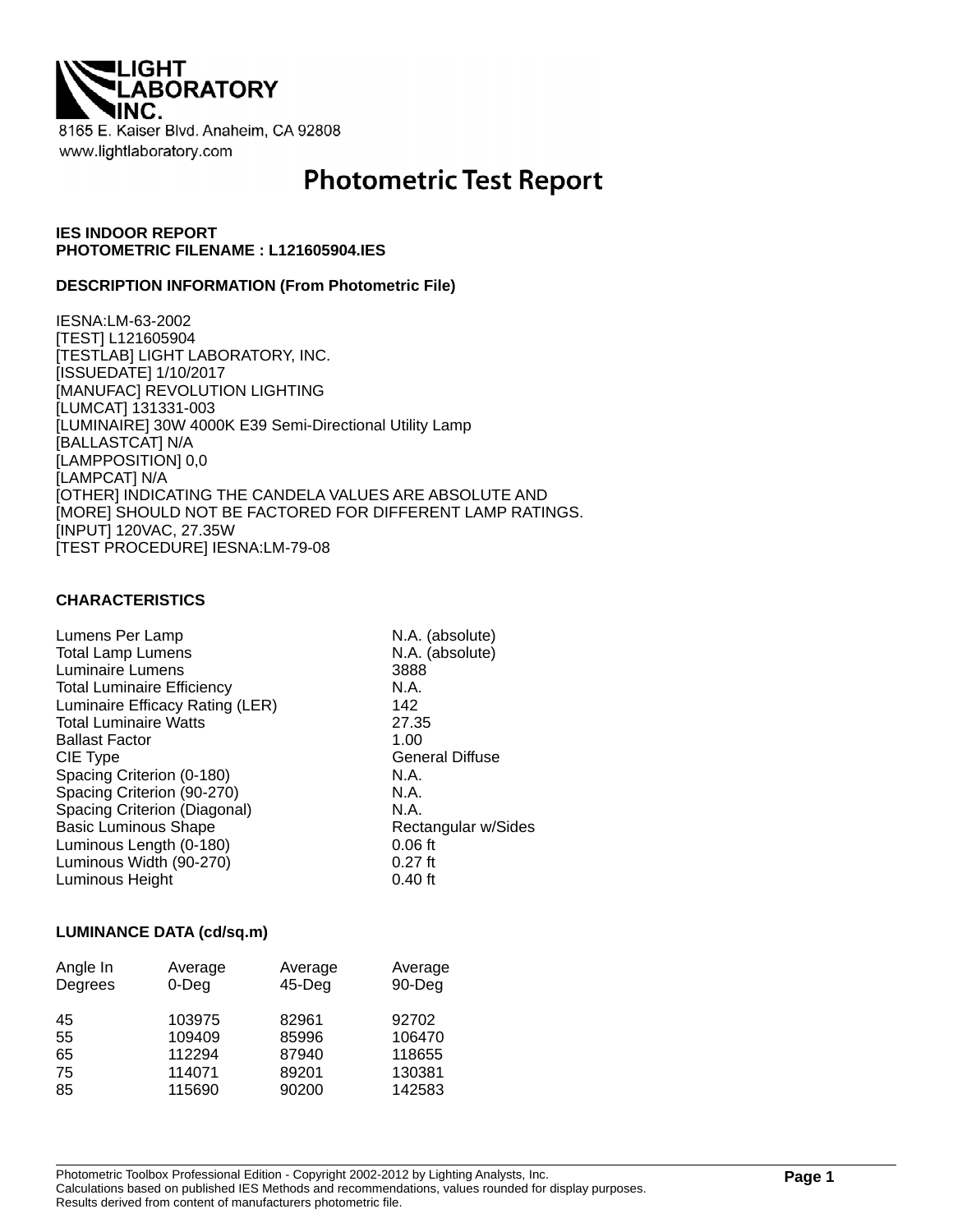LIGHT LABORATORY INC.

8165 E. Kaiser Blvd. Anaheim, CA 92808

www.lightlaboratory.com

# Photometric Test Report

**IES INDOOR REPORT**
**PHOTOMETRIC FILENAME : L121605904.IES**

**DESCRIPTION INFORMATION (From Photometric File)**

IESNA:LM-63-2002
[TEST] L121605904
[TESTLAB] LIGHT LABORATORY, INC.
[ISSUEDATE] 1/10/2017
[MANUFAC] REVOLUTION LIGHTING
[LUMCAT] 131331-003
[LUMINAIRE] 30W 4000K E39 Semi-Directional Utility Lamp
[BALLASTCAT] N/A
[LAMPPOSITION] 0,0
[LAMPCAT] N/A
[OTHER] INDICATING THE CANDELA VALUES ARE ABSOLUTE AND
[MORE] SHOULD NOT BE FACTORED FOR DIFFERENT LAMP RATINGS.
[INPUT] 120VAC, 27.35W
[TEST PROCEDURE] IESNA:LM-79-08

**CHARACTERISTICS**

| | |
|---|---|
| Lumens Per Lamp | N.A. (absolute) |
| Total Lamp Lumens | N.A. (absolute) |
| Luminaire Lumens | 3888 |
| Total Luminaire Efficiency | N.A. |
| Luminaire Efficacy Rating (LER) | 142 |
| Total Luminaire Watts | 27.35 |
| Ballast Factor | 1.00 |
| CIE Type | General Diffuse |
| Spacing Criterion (0-180) | N.A. |
| Spacing Criterion (90-270) | N.A. |
| Spacing Criterion (Diagonal) | N.A. |
| Basic Luminous Shape | Rectangular w/Sides |
| Luminous Length (0-180) | 0.06 ft |
| Luminous Width (90-270) | 0.27 ft |
| Luminous Height | 0.40 ft |

**LUMINANCE DATA (cd/sq.m)**

| Angle In Degrees | Average 0-Deg | Average 45-Deg | Average 90-Deg |
|---|---|---|---|
| 45 | 103975 | 82961 | 92702 |
| 55 | 109409 | 85996 | 106470 |
| 65 | 112294 | 87940 | 118655 |
| 75 | 114071 | 89201 | 130381 |
| 85 | 115690 | 90200 | 142583 |

Photometric Toolbox Professional Edition - Copyright 2002-2012 by Lighting Analysts, Inc.
Calculations based on published IES Methods and recommendations, values rounded for display purposes.
Results derived from content of manufacturers photometric file.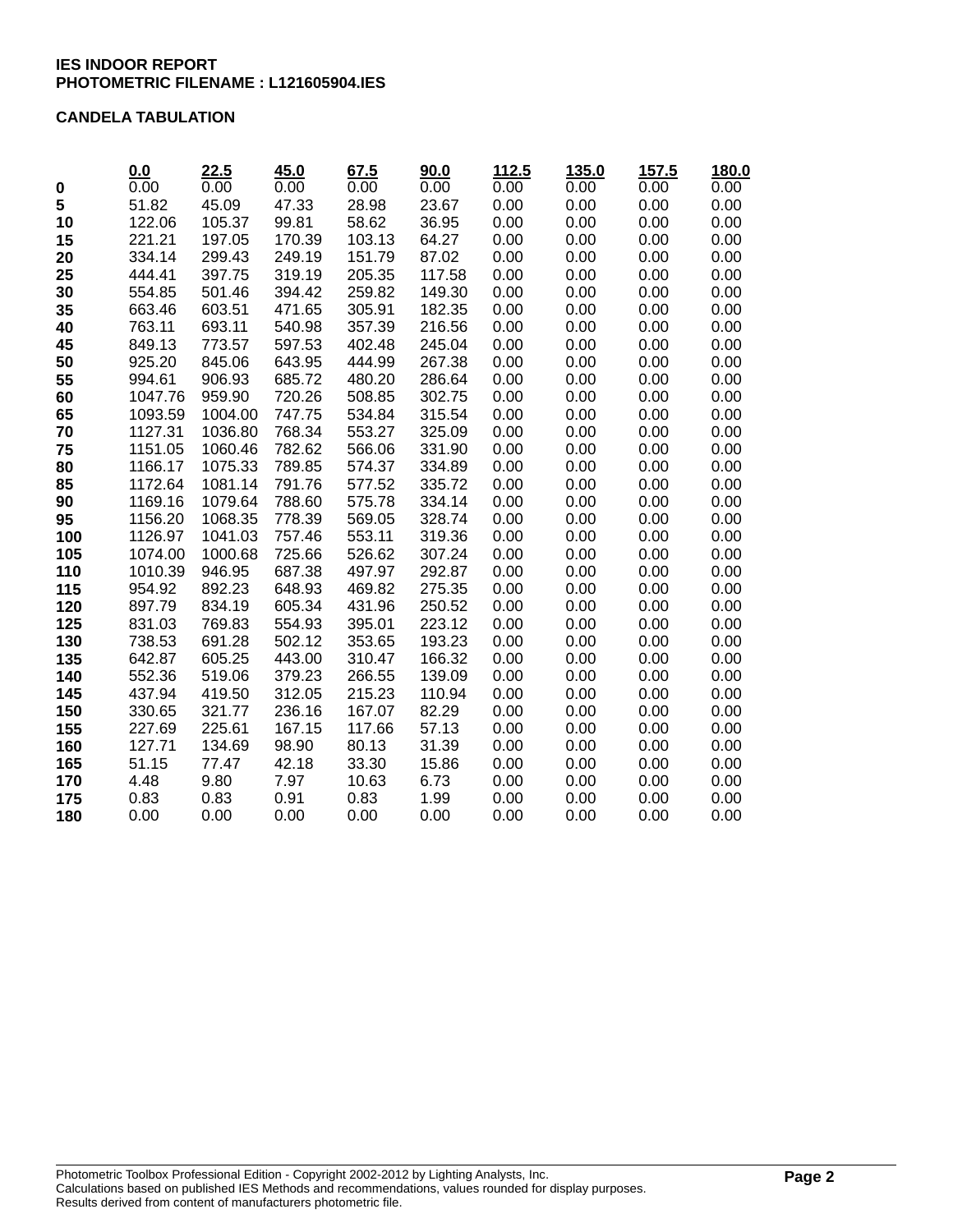**IES INDOOR REPORT**
**PHOTOMETRIC FILENAME : L121605904.IES**

**CANDELA TABULATION**

| | 0.0 | 22.5 | 45.0 | 67.5 | 90.0 | 112.5 | 135.0 | 157.5 | 180.0 |
|---|---|---|---|---|---|---|---|---|---|
| **0** | 0.00 | 0.00 | 0.00 | 0.00 | 0.00 | 0.00 | 0.00 | 0.00 | 0.00 |
| **5** | 51.82 | 45.09 | 47.33 | 28.98 | 23.67 | 0.00 | 0.00 | 0.00 | 0.00 |
| **10** | 122.06 | 105.37 | 99.81 | 58.62 | 36.95 | 0.00 | 0.00 | 0.00 | 0.00 |
| **15** | 221.21 | 197.05 | 170.39 | 103.13 | 64.27 | 0.00 | 0.00 | 0.00 | 0.00 |
| **20** | 334.14 | 299.43 | 249.19 | 151.79 | 87.02 | 0.00 | 0.00 | 0.00 | 0.00 |
| **25** | 444.41 | 397.75 | 319.19 | 205.35 | 117.58 | 0.00 | 0.00 | 0.00 | 0.00 |
| **30** | 554.85 | 501.46 | 394.42 | 259.82 | 149.30 | 0.00 | 0.00 | 0.00 | 0.00 |
| **35** | 663.46 | 603.51 | 471.65 | 305.91 | 182.35 | 0.00 | 0.00 | 0.00 | 0.00 |
| **40** | 763.11 | 693.11 | 540.98 | 357.39 | 216.56 | 0.00 | 0.00 | 0.00 | 0.00 |
| **45** | 849.13 | 773.57 | 597.53 | 402.48 | 245.04 | 0.00 | 0.00 | 0.00 | 0.00 |
| **50** | 925.20 | 845.06 | 643.95 | 444.99 | 267.38 | 0.00 | 0.00 | 0.00 | 0.00 |
| **55** | 994.61 | 906.93 | 685.72 | 480.20 | 286.64 | 0.00 | 0.00 | 0.00 | 0.00 |
| **60** | 1047.76 | 959.90 | 720.26 | 508.85 | 302.75 | 0.00 | 0.00 | 0.00 | 0.00 |
| **65** | 1093.59 | 1004.00 | 747.75 | 534.84 | 315.54 | 0.00 | 0.00 | 0.00 | 0.00 |
| **70** | 1127.31 | 1036.80 | 768.34 | 553.27 | 325.09 | 0.00 | 0.00 | 0.00 | 0.00 |
| **75** | 1151.05 | 1060.46 | 782.62 | 566.06 | 331.90 | 0.00 | 0.00 | 0.00 | 0.00 |
| **80** | 1166.17 | 1075.33 | 789.85 | 574.37 | 334.89 | 0.00 | 0.00 | 0.00 | 0.00 |
| **85** | 1172.64 | 1081.14 | 791.76 | 577.52 | 335.72 | 0.00 | 0.00 | 0.00 | 0.00 |
| **90** | 1169.16 | 1079.64 | 788.60 | 575.78 | 334.14 | 0.00 | 0.00 | 0.00 | 0.00 |
| **95** | 1156.20 | 1068.35 | 778.39 | 569.05 | 328.74 | 0.00 | 0.00 | 0.00 | 0.00 |
| **100** | 1126.97 | 1041.03 | 757.46 | 553.11 | 319.36 | 0.00 | 0.00 | 0.00 | 0.00 |
| **105** | 1074.00 | 1000.68 | 725.66 | 526.62 | 307.24 | 0.00 | 0.00 | 0.00 | 0.00 |
| **110** | 1010.39 | 946.95 | 687.38 | 497.97 | 292.87 | 0.00 | 0.00 | 0.00 | 0.00 |
| **115** | 954.92 | 892.23 | 648.93 | 469.82 | 275.35 | 0.00 | 0.00 | 0.00 | 0.00 |
| **120** | 897.79 | 834.19 | 605.34 | 431.96 | 250.52 | 0.00 | 0.00 | 0.00 | 0.00 |
| **125** | 831.03 | 769.83 | 554.93 | 395.01 | 223.12 | 0.00 | 0.00 | 0.00 | 0.00 |
| **130** | 738.53 | 691.28 | 502.12 | 353.65 | 193.23 | 0.00 | 0.00 | 0.00 | 0.00 |
| **135** | 642.87 | 605.25 | 443.00 | 310.47 | 166.32 | 0.00 | 0.00 | 0.00 | 0.00 |
| **140** | 552.36 | 519.06 | 379.23 | 266.55 | 139.09 | 0.00 | 0.00 | 0.00 | 0.00 |
| **145** | 437.94 | 419.50 | 312.05 | 215.23 | 110.94 | 0.00 | 0.00 | 0.00 | 0.00 |
| **150** | 330.65 | 321.77 | 236.16 | 167.07 | 82.29 | 0.00 | 0.00 | 0.00 | 0.00 |
| **155** | 227.69 | 225.61 | 167.15 | 117.66 | 57.13 | 0.00 | 0.00 | 0.00 | 0.00 |
| **160** | 127.71 | 134.69 | 98.90 | 80.13 | 31.39 | 0.00 | 0.00 | 0.00 | 0.00 |
| **165** | 51.15 | 77.47 | 42.18 | 33.30 | 15.86 | 0.00 | 0.00 | 0.00 | 0.00 |
| **170** | 4.48 | 9.80 | 7.97 | 10.63 | 6.73 | 0.00 | 0.00 | 0.00 | 0.00 |
| **175** | 0.83 | 0.83 | 0.91 | 0.83 | 1.99 | 0.00 | 0.00 | 0.00 | 0.00 |
| **180** | 0.00 | 0.00 | 0.00 | 0.00 | 0.00 | 0.00 | 0.00 | 0.00 | 0.00 |

Photometric Toolbox Professional Edition - Copyright 2002-2012 by Lighting Analysts, Inc.
Calculations based on published IES Methods and recommendations, values rounded for display purposes.
Results derived from content of manufacturers photometric file.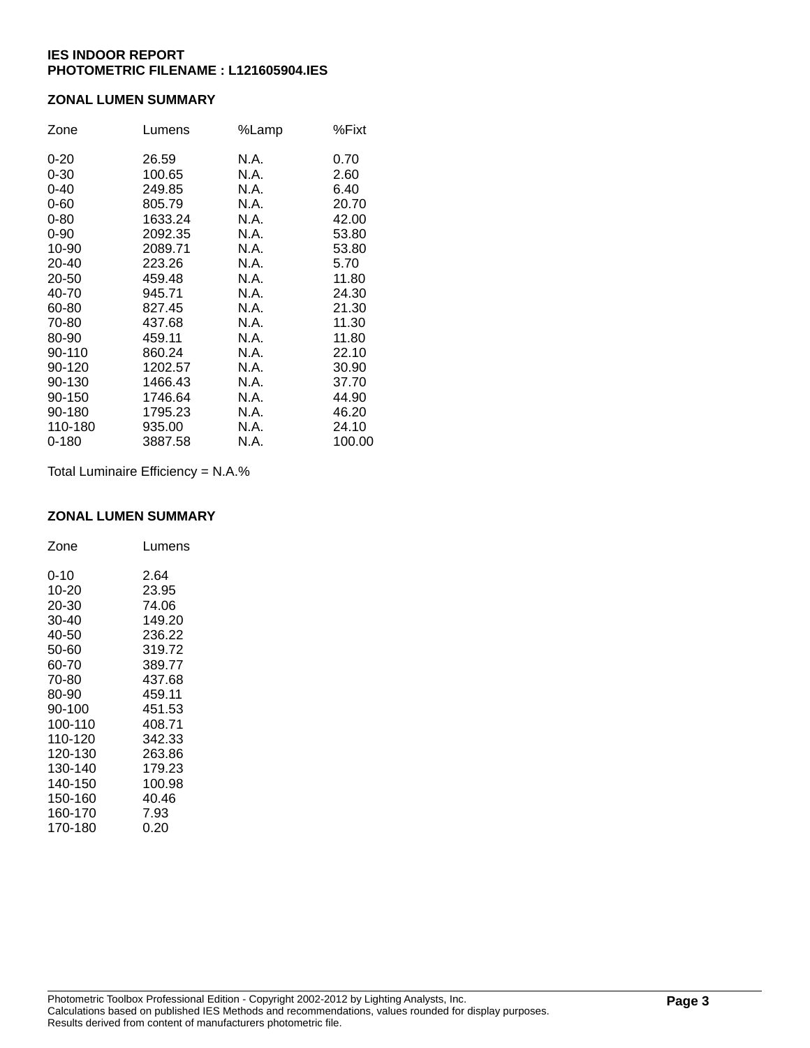**IES INDOOR REPORT**
**PHOTOMETRIC FILENAME : L121605904.IES**

**ZONAL LUMEN SUMMARY**

| Zone | Lumens | %Lamp | %Fixt |
|---|---|---|---|
| 0-20 | 26.59 | N.A. | 0.70 |
| 0-30 | 100.65 | N.A. | 2.60 |
| 0-40 | 249.85 | N.A. | 6.40 |
| 0-60 | 805.79 | N.A. | 20.70 |
| 0-80 | 1633.24 | N.A. | 42.00 |
| 0-90 | 2092.35 | N.A. | 53.80 |
| 10-90 | 2089.71 | N.A. | 53.80 |
| 20-40 | 223.26 | N.A. | 5.70 |
| 20-50 | 459.48 | N.A. | 11.80 |
| 40-70 | 945.71 | N.A. | 24.30 |
| 60-80 | 827.45 | N.A. | 21.30 |
| 70-80 | 437.68 | N.A. | 11.30 |
| 80-90 | 459.11 | N.A. | 11.80 |
| 90-110 | 860.24 | N.A. | 22.10 |
| 90-120 | 1202.57 | N.A. | 30.90 |
| 90-130 | 1466.43 | N.A. | 37.70 |
| 90-150 | 1746.64 | N.A. | 44.90 |
| 90-180 | 1795.23 | N.A. | 46.20 |
| 110-180 | 935.00 | N.A. | 24.10 |
| 0-180 | 3887.58 | N.A. | 100.00 |

Total Luminaire Efficiency = N.A.%

**ZONAL LUMEN SUMMARY**

| Zone | Lumens |
|---|---|
| 0-10 | 2.64 |
| 10-20 | 23.95 |
| 20-30 | 74.06 |
| 30-40 | 149.20 |
| 40-50 | 236.22 |
| 50-60 | 319.72 |
| 60-70 | 389.77 |
| 70-80 | 437.68 |
| 80-90 | 459.11 |
| 90-100 | 451.53 |
| 100-110 | 408.71 |
| 110-120 | 342.33 |
| 120-130 | 263.86 |
| 130-140 | 179.23 |
| 140-150 | 100.98 |
| 150-160 | 40.46 |
| 160-170 | 7.93 |
| 170-180 | 0.20 |

Photometric Toolbox Professional Edition - Copyright 2002-2012 by Lighting Analysts, Inc.
Calculations based on published IES Methods and recommendations, values rounded for display purposes.
Results derived from content of manufacturers photometric file.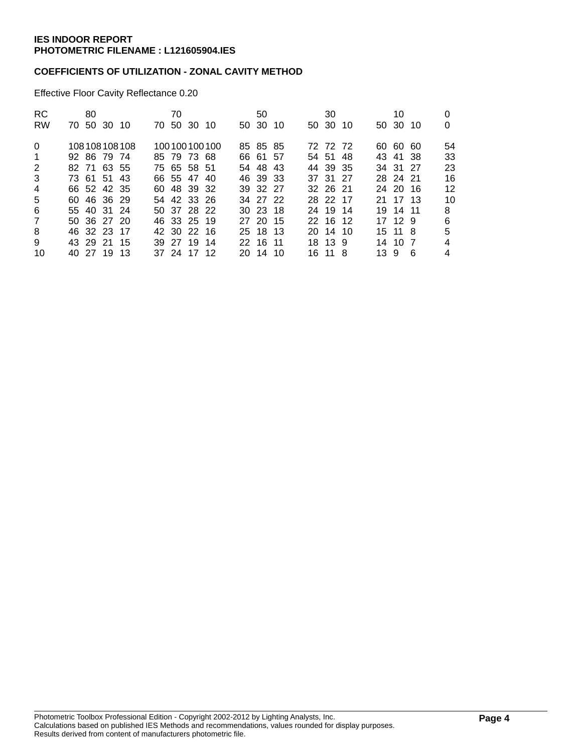**IES INDOOR REPORT**
**PHOTOMETRIC FILENAME : L121605904.IES**

**COEFFICIENTS OF UTILIZATION - ZONAL CAVITY METHOD**

Effective Floor Cavity Reflectance 0.20

| RC | 80 | | | | 70 | | | | 50 | | | 30 | | | 10 | | | 0 |
|---|---|---|---|---|---|---|---|---|---|---|---|---|---|---|---|---|---|---|
| RW | 70 | 50 | 30 | 10 | 70 | 50 | 30 | 10 | 50 | 30 | 10 | 50 | 30 | 10 | 50 | 30 | 10 | 0 |
| 0 | 108 | 108 | 108 | 108 | 100 | 100 | 100 | 100 | 85 | 85 | 85 | 72 | 72 | 72 | 60 | 60 | 60 | 54 |
| 1 | 92 | 86 | 79 | 74 | 85 | 79 | 73 | 68 | 66 | 61 | 57 | 54 | 51 | 48 | 43 | 41 | 38 | 33 |
| 2 | 82 | 71 | 63 | 55 | 75 | 65 | 58 | 51 | 54 | 48 | 43 | 44 | 39 | 35 | 34 | 31 | 27 | 23 |
| 3 | 73 | 61 | 51 | 43 | 66 | 55 | 47 | 40 | 46 | 39 | 33 | 37 | 31 | 27 | 28 | 24 | 21 | 16 |
| 4 | 66 | 52 | 42 | 35 | 60 | 48 | 39 | 32 | 39 | 32 | 27 | 32 | 26 | 21 | 24 | 20 | 16 | 12 |
| 5 | 60 | 46 | 36 | 29 | 54 | 42 | 33 | 26 | 34 | 27 | 22 | 28 | 22 | 17 | 21 | 17 | 13 | 10 |
| 6 | 55 | 40 | 31 | 24 | 50 | 37 | 28 | 22 | 30 | 23 | 18 | 24 | 19 | 14 | 19 | 14 | 11 | 8 |
| 7 | 50 | 36 | 27 | 20 | 46 | 33 | 25 | 19 | 27 | 20 | 15 | 22 | 16 | 12 | 17 | 12 | 9 | 6 |
| 8 | 46 | 32 | 23 | 17 | 42 | 30 | 22 | 16 | 25 | 18 | 13 | 20 | 14 | 10 | 15 | 11 | 8 | 5 |
| 9 | 43 | 29 | 21 | 15 | 39 | 27 | 19 | 14 | 22 | 16 | 11 | 18 | 13 | 9 | 14 | 10 | 7 | 4 |
| 10 | 40 | 27 | 19 | 13 | 37 | 24 | 17 | 12 | 20 | 14 | 10 | 16 | 11 | 8 | 13 | 9 | 6 | 4 |

Photometric Toolbox Professional Edition - Copyright 2002-2012 by Lighting Analysts, Inc.
Calculations based on published IES Methods and recommendations, values rounded for display purposes.
Results derived from content of manufacturers photometric file.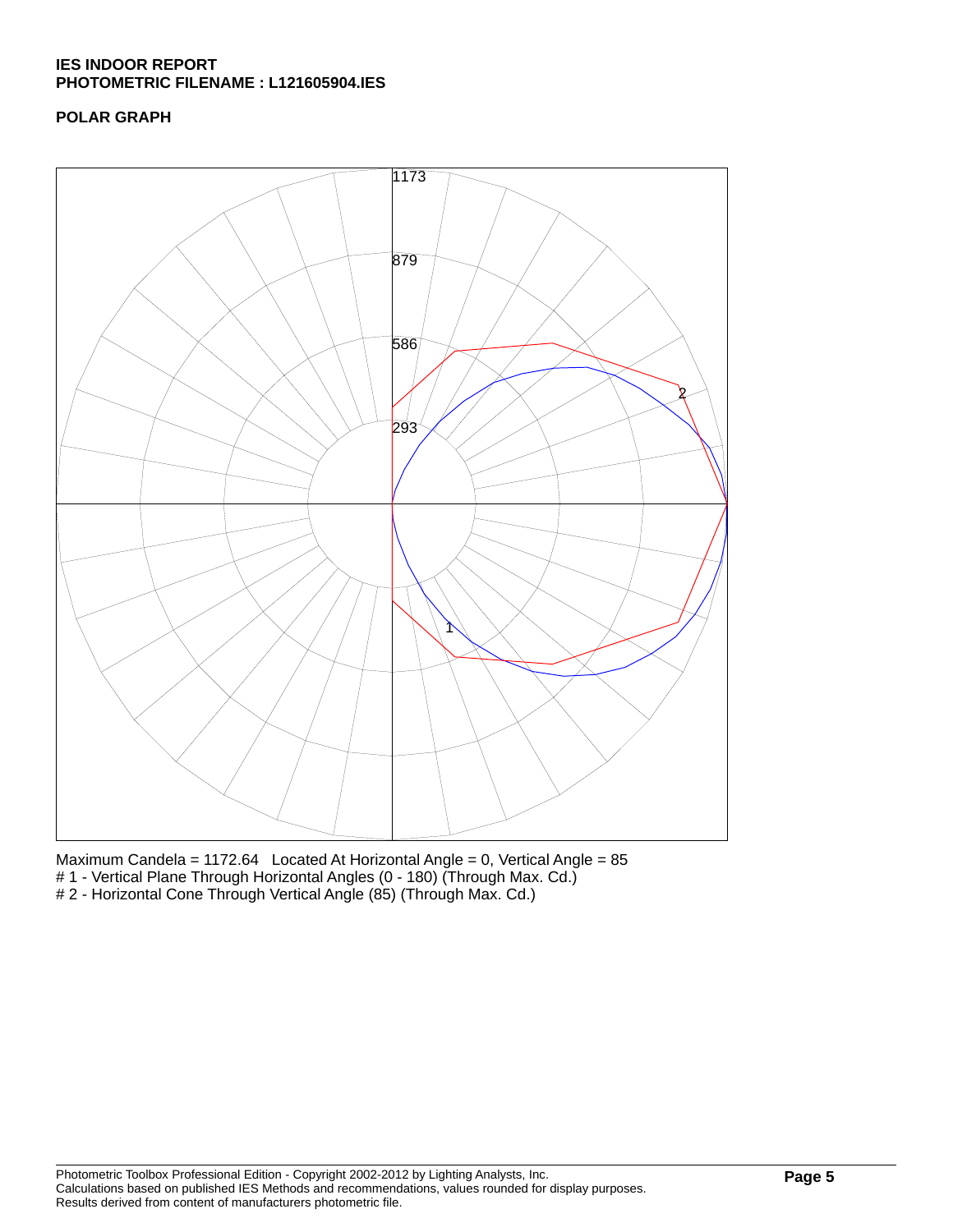**IES INDOOR REPORT**
**PHOTOMETRIC FILENAME : L121605904.IES**

**POLAR GRAPH**

1173

879

586

293

2

1

Maximum Candela = 1172.64 Located At Horizontal Angle = 0, Vertical Angle = 85
# 1 - Vertical Plane Through Horizontal Angles (0 - 180) (Through Max. Cd.)
# 2 - Horizontal Cone Through Vertical Angle (85) (Through Max. Cd.)

Photometric Toolbox Professional Edition - Copyright 2002-2012 by Lighting Analysts, Inc.
Calculations based on published IES Methods and recommendations, values rounded for display purposes.
Results derived from content of manufacturers photometric file.